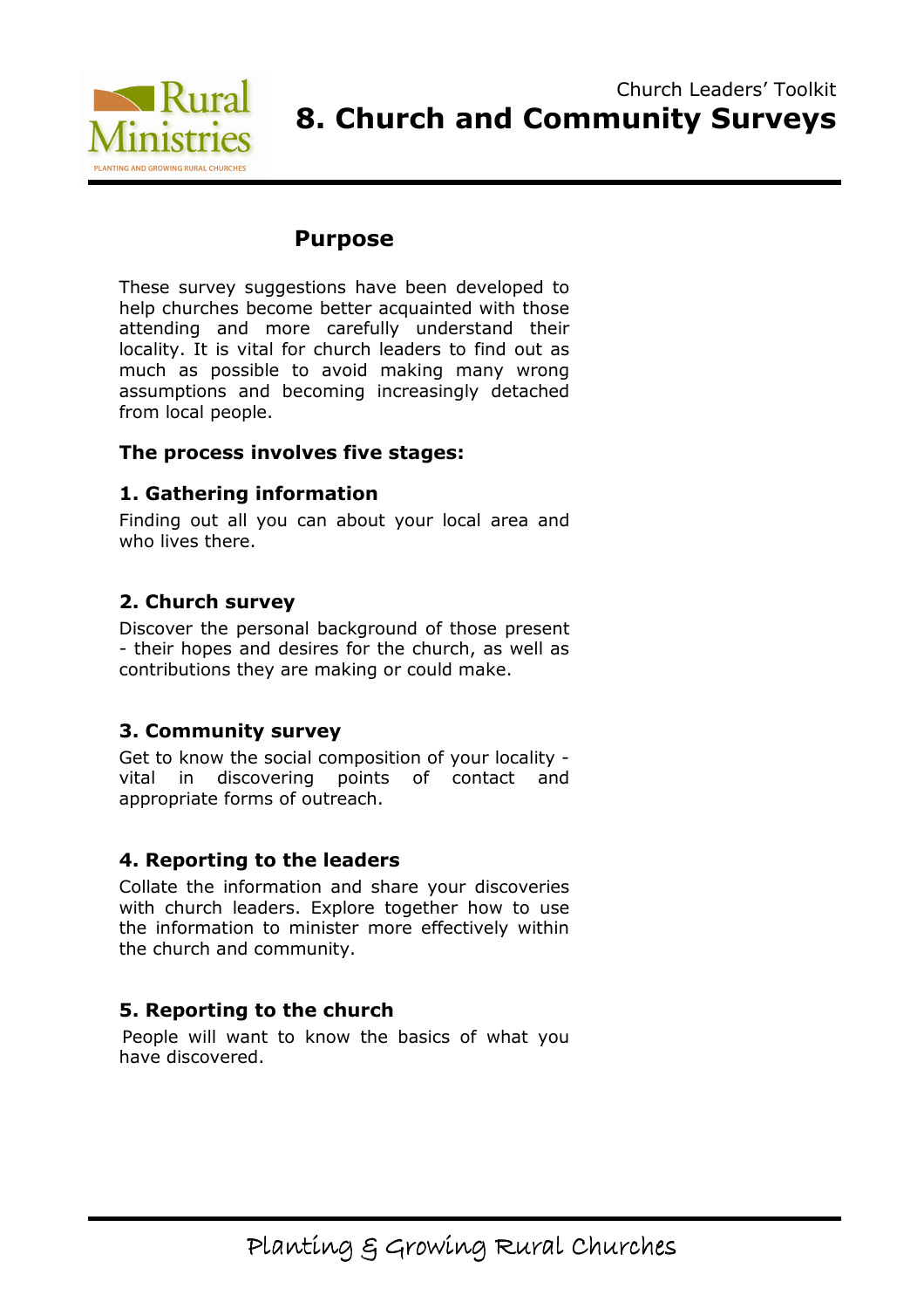Church Leaders' Toolkit

# 8. Church and Community Surveys

## Purpose

These survey suggestions have been developed to help churches become better acquainted with those attending and more carefully understand their locality. It is vital for church leaders to find out as much as possible to avoid making many wrong assumptions and becoming increasingly detached from local people.

**The process involves five stages:**

### 1. Gathering information

Finding out all you can about your local area and who lives there.

### 2. Church survey

Discover the personal background of those present - their hopes and desires for the church, as well as contributions they are making or could make.

### 3. Community survey

Get to know the social composition of your locality - vital in discovering points of contact and appropriate forms of outreach.

### 4. Reporting to the leaders

Collate the information and share your discoveries with church leaders. Explore together how to use the information to minister more effectively within the church and community.

### 5. Reporting to the church

People will want to know the basics of what you have discovered.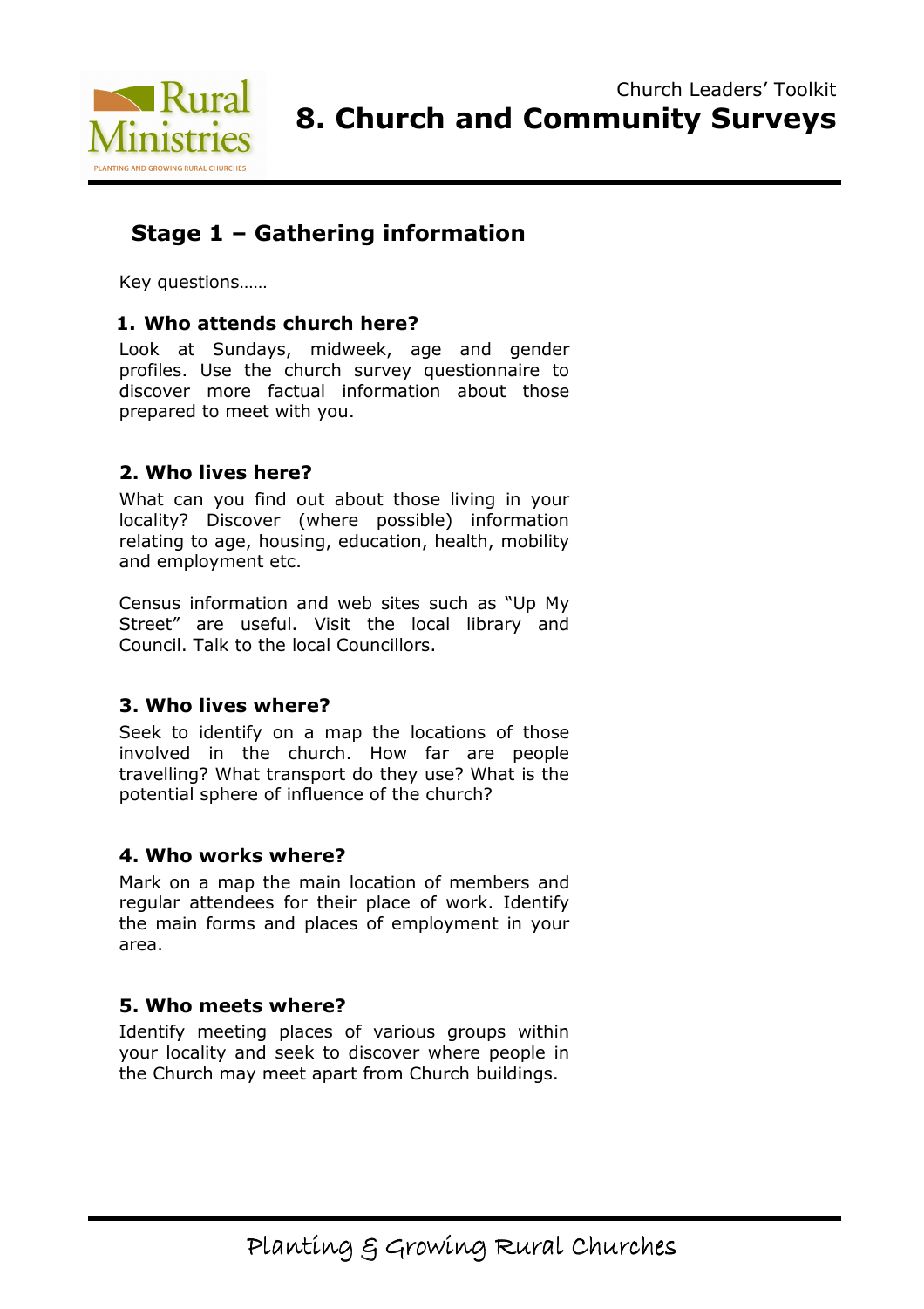## Stage 1 – Gathering information

Key questions……

### 1. Who attends church here?

Look at Sundays, midweek, age and gender profiles. Use the church survey questionnaire to discover more factual information about those prepared to meet with you.

### 2. Who lives here?

What can you find out about those living in your locality? Discover (where possible) information relating to age, housing, education, health, mobility and employment etc.

Census information and web sites such as "Up My Street" are useful. Visit the local library and Council. Talk to the local Councillors.

### 3. Who lives where?

Seek to identify on a map the locations of those involved in the church. How far are people travelling? What transport do they use? What is the potential sphere of influence of the church?

### 4. Who works where?

Mark on a map the main location of members and regular attendees for their place of work. Identify the main forms and places of employment in your area.

### 5. Who meets where?

Identify meeting places of various groups within your locality and seek to discover where people in the Church may meet apart from Church buildings.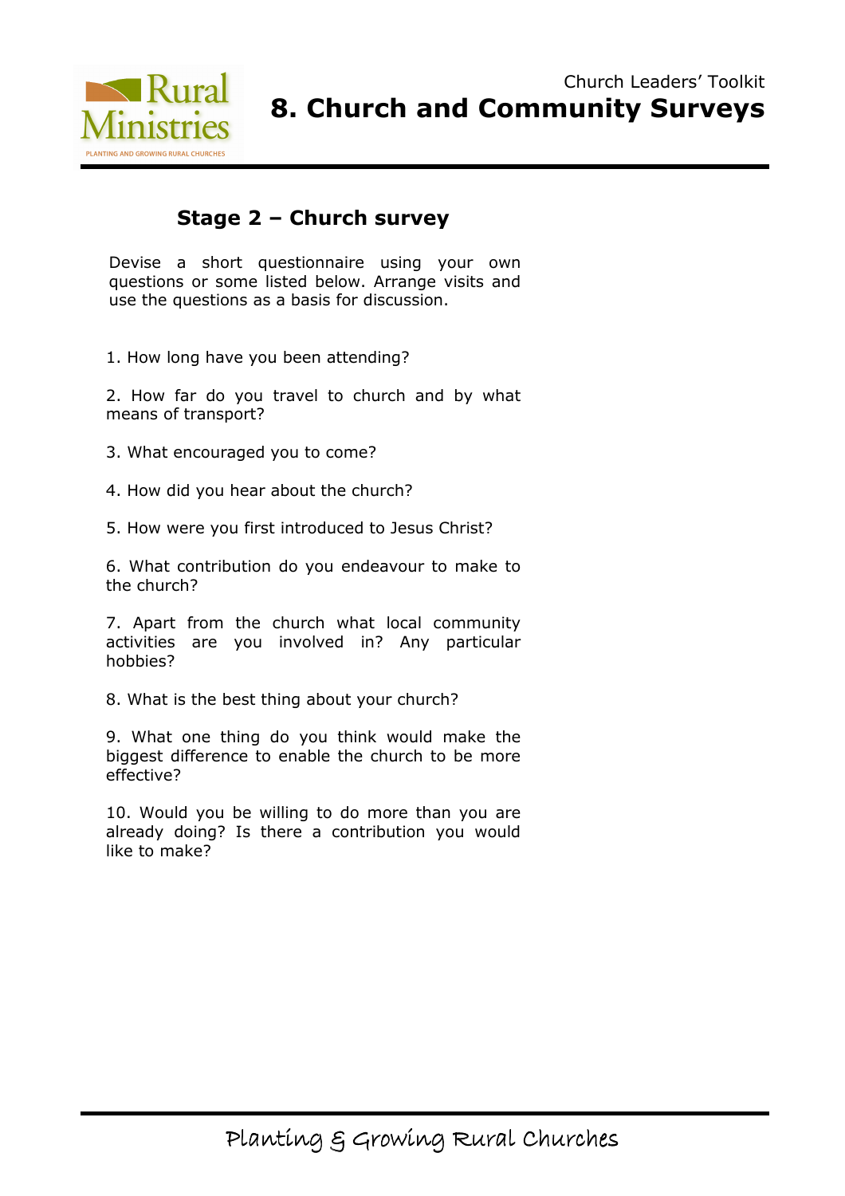## Stage 2 – Church survey

Devise a short questionnaire using your own questions or some listed below. Arrange visits and use the questions as a basis for discussion.

1. How long have you been attending?

2. How far do you travel to church and by what means of transport?

3. What encouraged you to come?

4. How did you hear about the church?

5. How were you first introduced to Jesus Christ?

6. What contribution do you endeavour to make to the church?

7. Apart from the church what local community activities are you involved in? Any particular hobbies?

8. What is the best thing about your church?

9. What one thing do you think would make the biggest difference to enable the church to be more effective?

10. Would you be willing to do more than you are already doing? Is there a contribution you would like to make?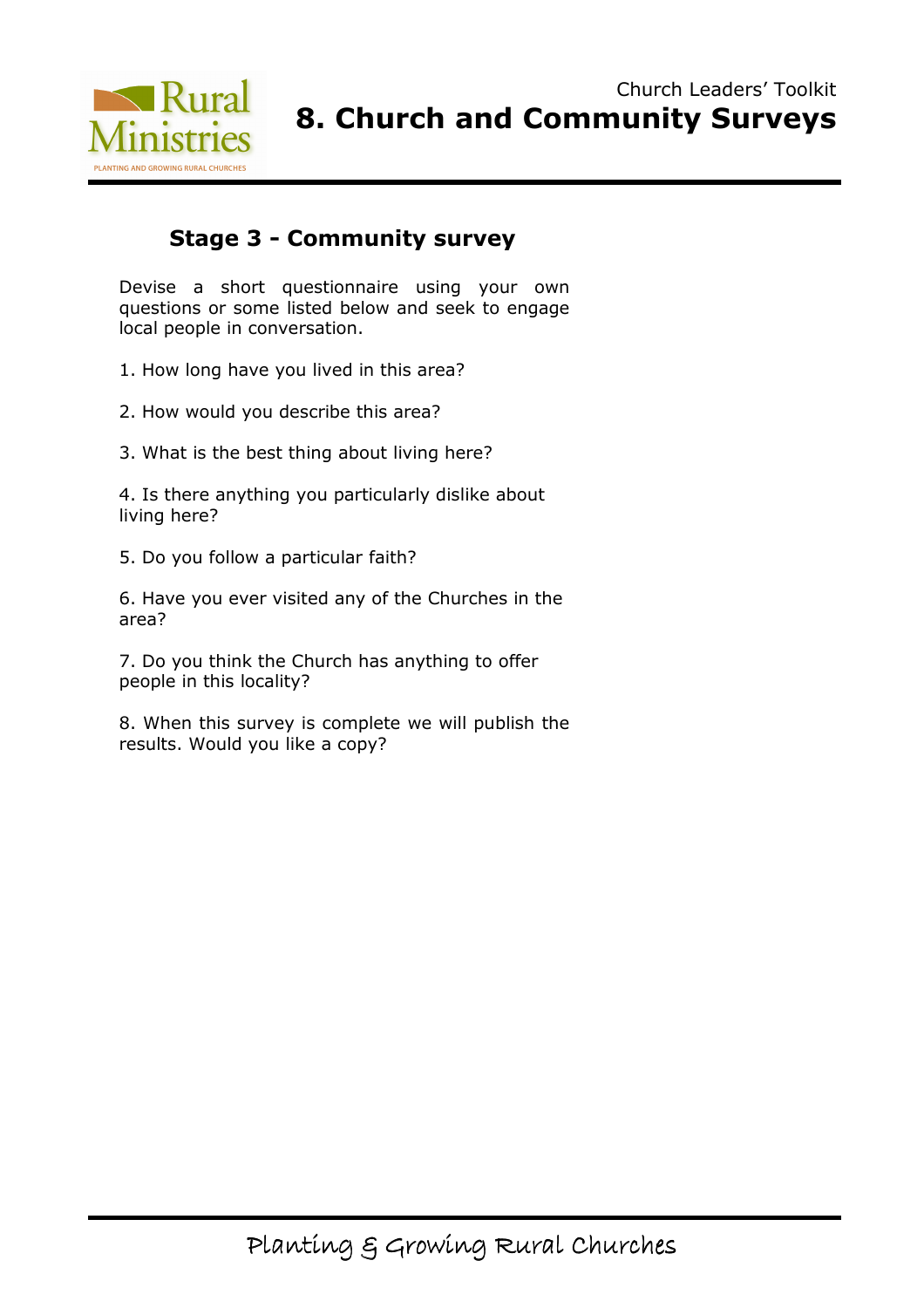## Stage 3 - Community survey

Devise a short questionnaire using your own questions or some listed below and seek to engage local people in conversation.

1. How long have you lived in this area?
2. How would you describe this area?
3. What is the best thing about living here?
4. Is there anything you particularly dislike about living here?
5. Do you follow a particular faith?
6. Have you ever visited any of the Churches in the area?
7. Do you think the Church has anything to offer people in this locality?
8. When this survey is complete we will publish the results. Would you like a copy?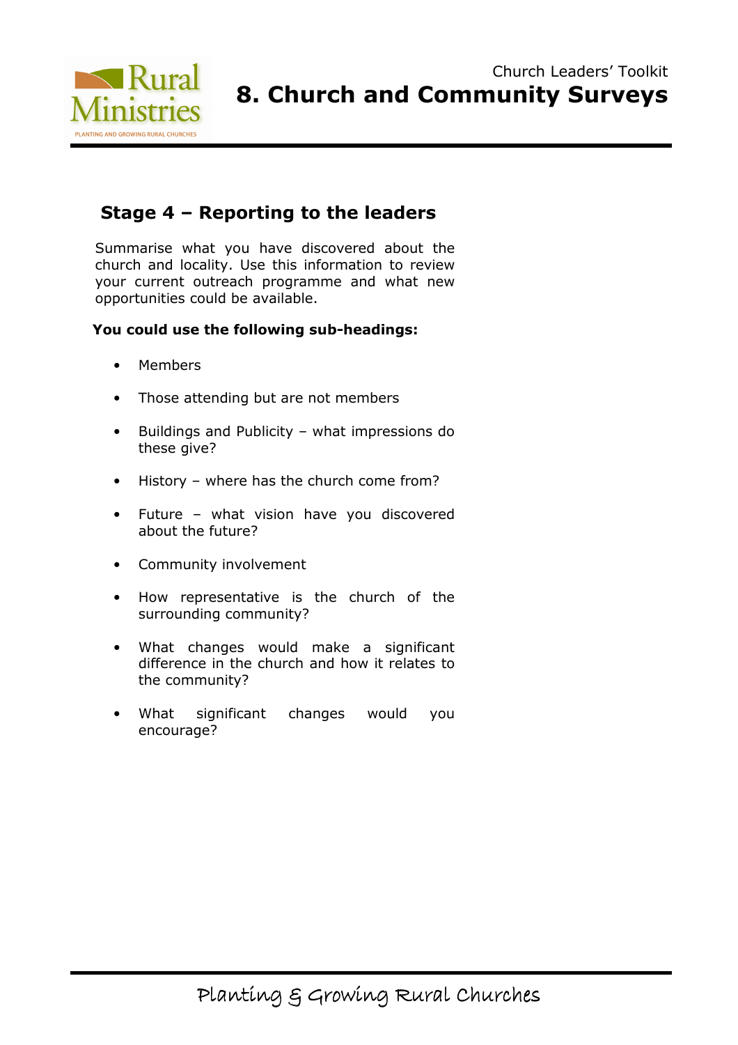## Stage 4 – Reporting to the leaders

Summarise what you have discovered about the church and locality. Use this information to review your current outreach programme and what new opportunities could be available.

**You could use the following sub-headings:**

- Members
- Those attending but are not members
- Buildings and Publicity – what impressions do these give?
- History – where has the church come from?
- Future – what vision have you discovered about the future?
- Community involvement
- How representative is the church of the surrounding community?
- What changes would make a significant difference in the church and how it relates to the community?
- What significant changes would you encourage?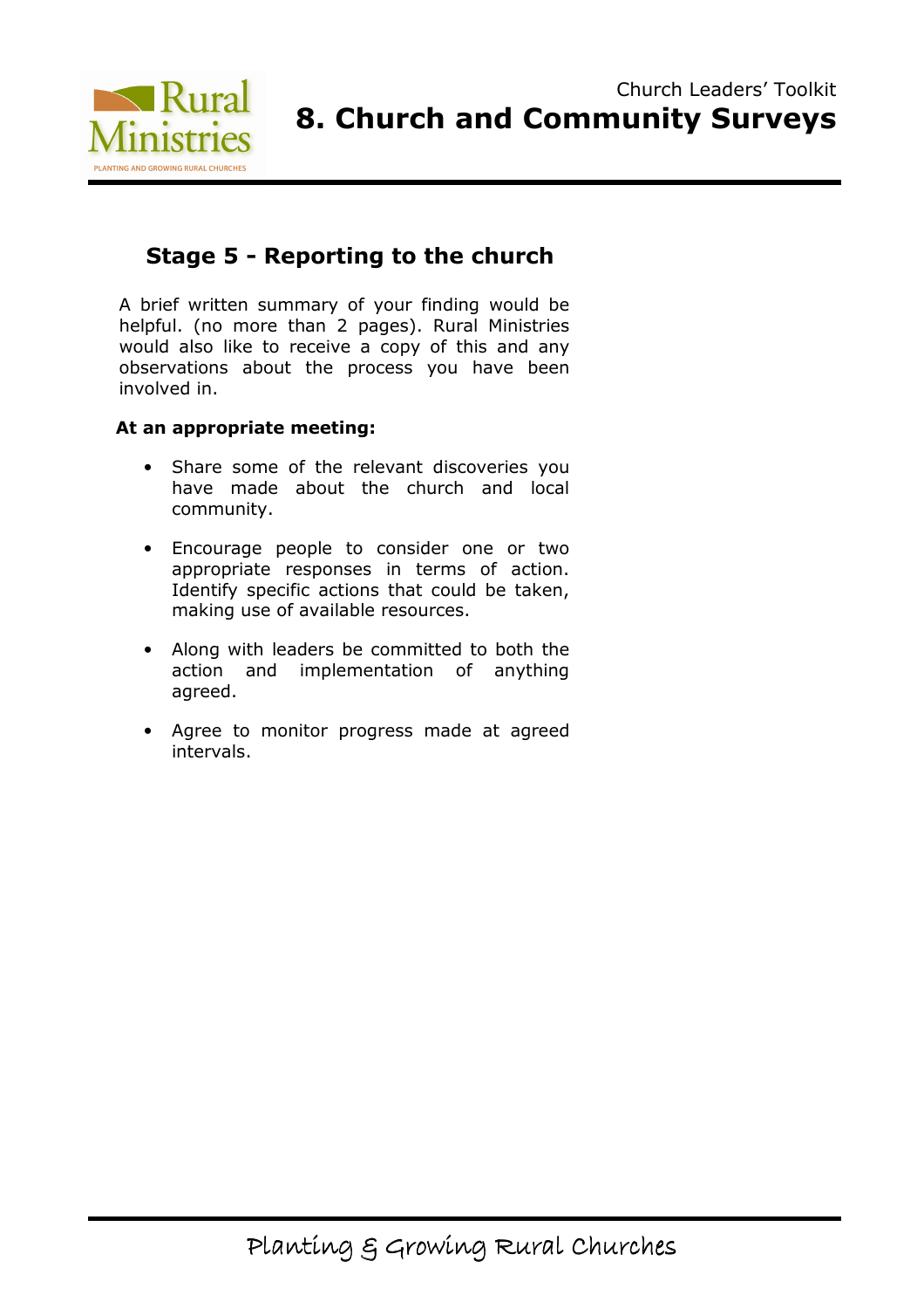## Stage 5 - Reporting to the church

A brief written summary of your finding would be helpful. (no more than 2 pages). Rural Ministries would also like to receive a copy of this and any observations about the process you have been involved in.

**At an appropriate meeting:**

- Share some of the relevant discoveries you have made about the church and local community.
- Encourage people to consider one or two appropriate responses in terms of action. Identify specific actions that could be taken, making use of available resources.
- Along with leaders be committed to both the action and implementation of anything agreed.
- Agree to monitor progress made at agreed intervals.